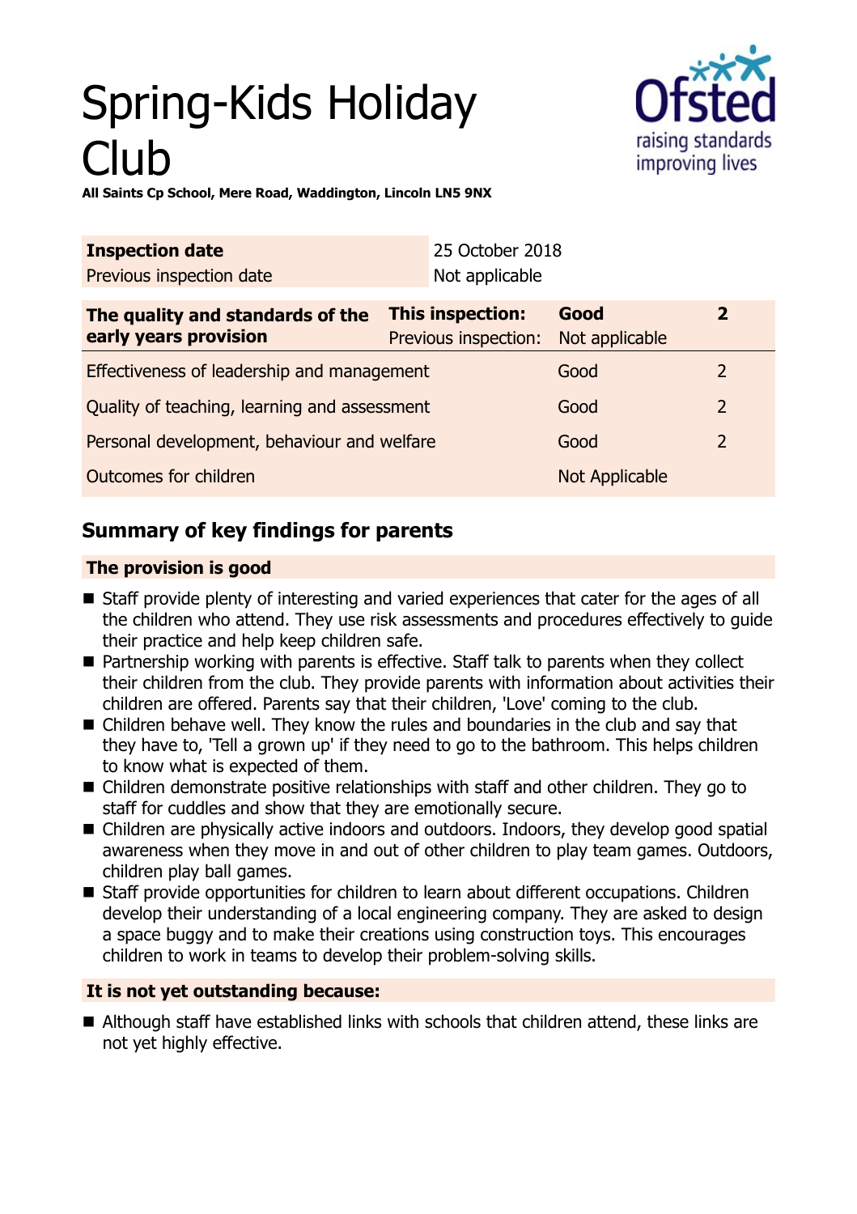# Spring-Kids Holiday Club

**All Saints Cp School, Mere Road, Waddington, Lincoln LN5 9NX**

| **Inspection date** | 25 October 2018 |
|---|---|
| Previous inspection date | Not applicable |

| **The quality and standards of the early years provision** | **This inspection:** | **Good** | **2** |
|---|---|---|---|
| | Previous inspection: | Not applicable | |
| Effectiveness of leadership and management | | Good | 2 |
| Quality of teaching, learning and assessment | | Good | 2 |
| Personal development, behaviour and welfare | | Good | 2 |
| Outcomes for children | | Not Applicable | |

## Summary of key findings for parents

**The provision is good**

- Staff provide plenty of interesting and varied experiences that cater for the ages of all the children who attend. They use risk assessments and procedures effectively to guide their practice and help keep children safe.
- Partnership working with parents is effective. Staff talk to parents when they collect their children from the club. They provide parents with information about activities their children are offered. Parents say that their children, 'Love' coming to the club.
- Children behave well. They know the rules and boundaries in the club and say that they have to, 'Tell a grown up' if they need to go to the bathroom. This helps children to know what is expected of them.
- Children demonstrate positive relationships with staff and other children. They go to staff for cuddles and show that they are emotionally secure.
- Children are physically active indoors and outdoors. Indoors, they develop good spatial awareness when they move in and out of other children to play team games. Outdoors, children play ball games.
- Staff provide opportunities for children to learn about different occupations. Children develop their understanding of a local engineering company. They are asked to design a space buggy and to make their creations using construction toys. This encourages children to work in teams to develop their problem-solving skills.

**It is not yet outstanding because:**

- Although staff have established links with schools that children attend, these links are not yet highly effective.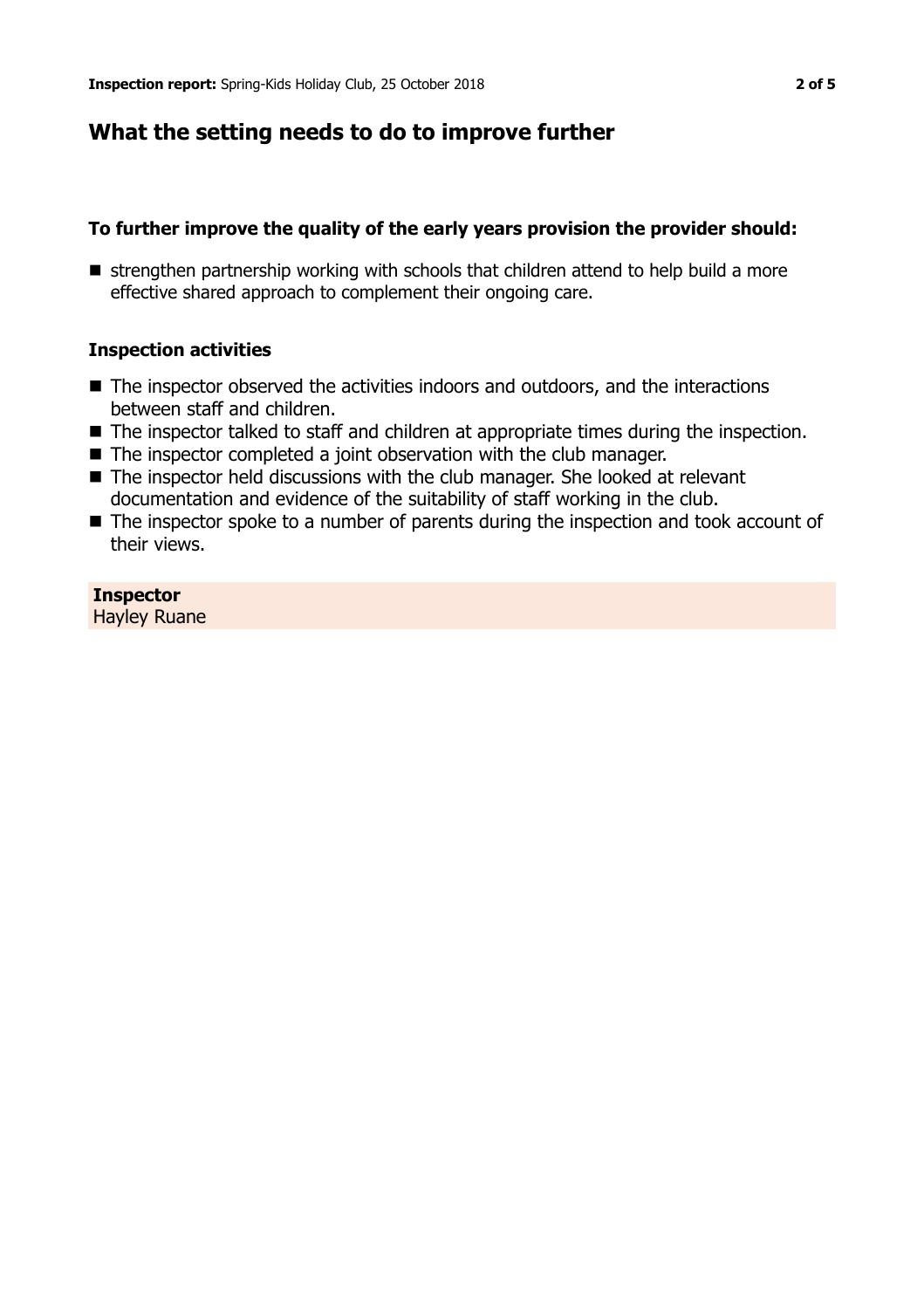## What the setting needs to do to improve further

### To further improve the quality of the early years provision the provider should:

- strengthen partnership working with schools that children attend to help build a more effective shared approach to complement their ongoing care.

### Inspection activities

- The inspector observed the activities indoors and outdoors, and the interactions between staff and children.
- The inspector talked to staff and children at appropriate times during the inspection.
- The inspector completed a joint observation with the club manager.
- The inspector held discussions with the club manager. She looked at relevant documentation and evidence of the suitability of staff working in the club.
- The inspector spoke to a number of parents during the inspection and took account of their views.

**Inspector**
Hayley Ruane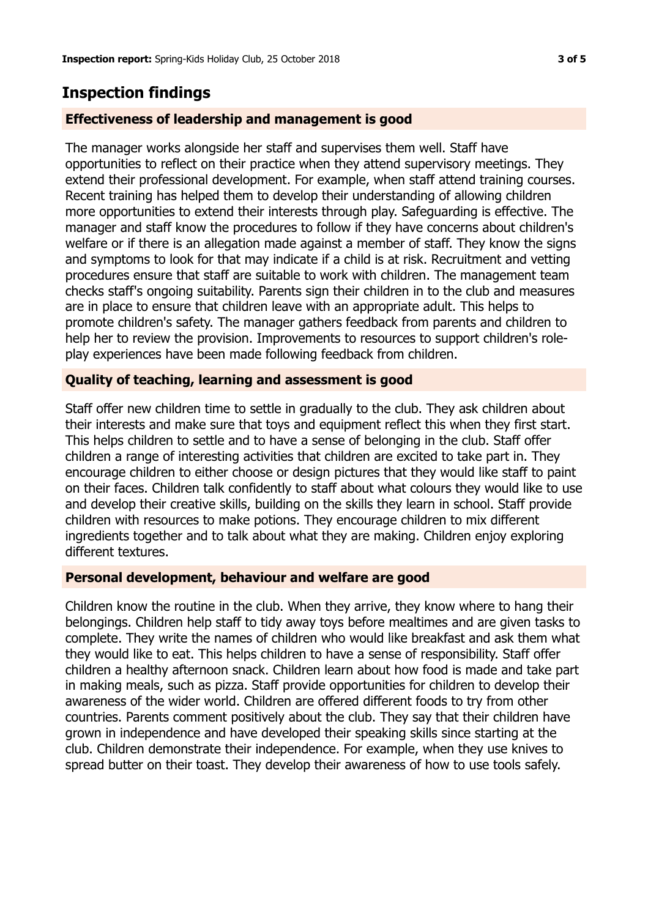## Inspection findings

### Effectiveness of leadership and management is good

The manager works alongside her staff and supervises them well. Staff have opportunities to reflect on their practice when they attend supervisory meetings. They extend their professional development. For example, when staff attend training courses. Recent training has helped them to develop their understanding of allowing children more opportunities to extend their interests through play. Safeguarding is effective. The manager and staff know the procedures to follow if they have concerns about children's welfare or if there is an allegation made against a member of staff. They know the signs and symptoms to look for that may indicate if a child is at risk. Recruitment and vetting procedures ensure that staff are suitable to work with children. The management team checks staff's ongoing suitability. Parents sign their children in to the club and measures are in place to ensure that children leave with an appropriate adult. This helps to promote children's safety. The manager gathers feedback from parents and children to help her to review the provision. Improvements to resources to support children's role-play experiences have been made following feedback from children.

### Quality of teaching, learning and assessment is good

Staff offer new children time to settle in gradually to the club. They ask children about their interests and make sure that toys and equipment reflect this when they first start. This helps children to settle and to have a sense of belonging in the club. Staff offer children a range of interesting activities that children are excited to take part in. They encourage children to either choose or design pictures that they would like staff to paint on their faces. Children talk confidently to staff about what colours they would like to use and develop their creative skills, building on the skills they learn in school. Staff provide children with resources to make potions. They encourage children to mix different ingredients together and to talk about what they are making. Children enjoy exploring different textures.

### Personal development, behaviour and welfare are good

Children know the routine in the club. When they arrive, they know where to hang their belongings. Children help staff to tidy away toys before mealtimes and are given tasks to complete. They write the names of children who would like breakfast and ask them what they would like to eat. This helps children to have a sense of responsibility. Staff offer children a healthy afternoon snack. Children learn about how food is made and take part in making meals, such as pizza. Staff provide opportunities for children to develop their awareness of the wider world. Children are offered different foods to try from other countries. Parents comment positively about the club. They say that their children have grown in independence and have developed their speaking skills since starting at the club. Children demonstrate their independence. For example, when they use knives to spread butter on their toast. They develop their awareness of how to use tools safely.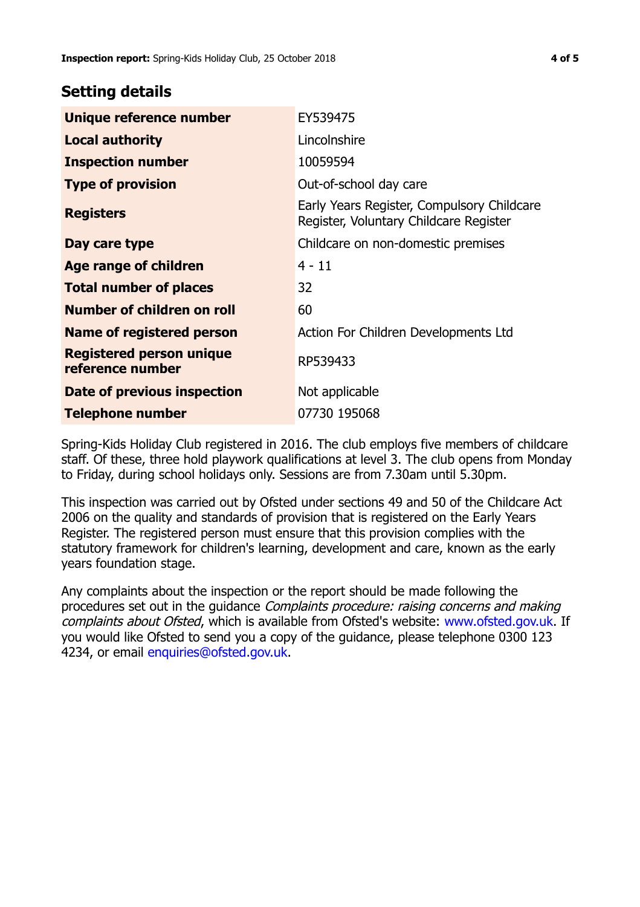## Setting details

| | |
|---|---|
| **Unique reference number** | EY539475 |
| **Local authority** | Lincolnshire |
| **Inspection number** | 10059594 |
| **Type of provision** | Out-of-school day care |
| **Registers** | Early Years Register, Compulsory Childcare Register, Voluntary Childcare Register |
| **Day care type** | Childcare on non-domestic premises |
| **Age range of children** | 4 - 11 |
| **Total number of places** | 32 |
| **Number of children on roll** | 60 |
| **Name of registered person** | Action For Children Developments Ltd |
| **Registered person unique reference number** | RP539433 |
| **Date of previous inspection** | Not applicable |
| **Telephone number** | 07730 195068 |

Spring-Kids Holiday Club registered in 2016. The club employs five members of childcare staff. Of these, three hold playwork qualifications at level 3. The club opens from Monday to Friday, during school holidays only. Sessions are from 7.30am until 5.30pm.

This inspection was carried out by Ofsted under sections 49 and 50 of the Childcare Act 2006 on the quality and standards of provision that is registered on the Early Years Register. The registered person must ensure that this provision complies with the statutory framework for children's learning, development and care, known as the early years foundation stage.

Any complaints about the inspection or the report should be made following the procedures set out in the guidance *Complaints procedure: raising concerns and making complaints about Ofsted*, which is available from Ofsted's website: www.ofsted.gov.uk. If you would like Ofsted to send you a copy of the guidance, please telephone 0300 123 4234, or email enquiries@ofsted.gov.uk.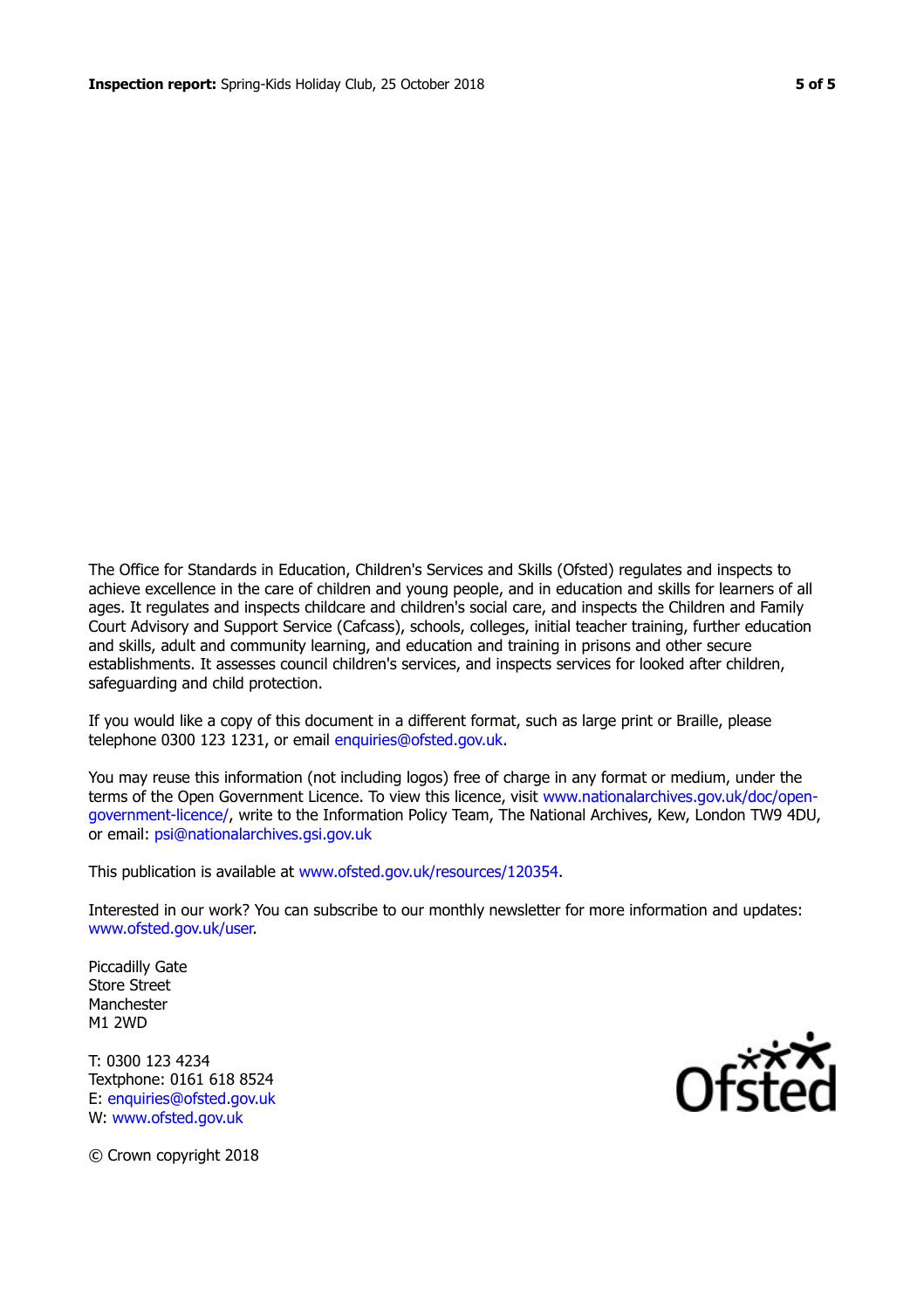The Office for Standards in Education, Children's Services and Skills (Ofsted) regulates and inspects to achieve excellence in the care of children and young people, and in education and skills for learners of all ages. It regulates and inspects childcare and children's social care, and inspects the Children and Family Court Advisory and Support Service (Cafcass), schools, colleges, initial teacher training, further education and skills, adult and community learning, and education and training in prisons and other secure establishments. It assesses council children's services, and inspects services for looked after children, safeguarding and child protection.

If you would like a copy of this document in a different format, such as large print or Braille, please telephone 0300 123 1231, or email enquiries@ofsted.gov.uk.

You may reuse this information (not including logos) free of charge in any format or medium, under the terms of the Open Government Licence. To view this licence, visit www.nationalarchives.gov.uk/doc/open-government-licence/, write to the Information Policy Team, The National Archives, Kew, London TW9 4DU, or email: psi@nationalarchives.gsi.gov.uk

This publication is available at www.ofsted.gov.uk/resources/120354.

Interested in our work? You can subscribe to our monthly newsletter for more information and updates: www.ofsted.gov.uk/user.

Piccadilly Gate
Store Street
Manchester
M1 2WD

T: 0300 123 4234
Textphone: 0161 618 8524
E: enquiries@ofsted.gov.uk
W: www.ofsted.gov.uk

© Crown copyright 2018